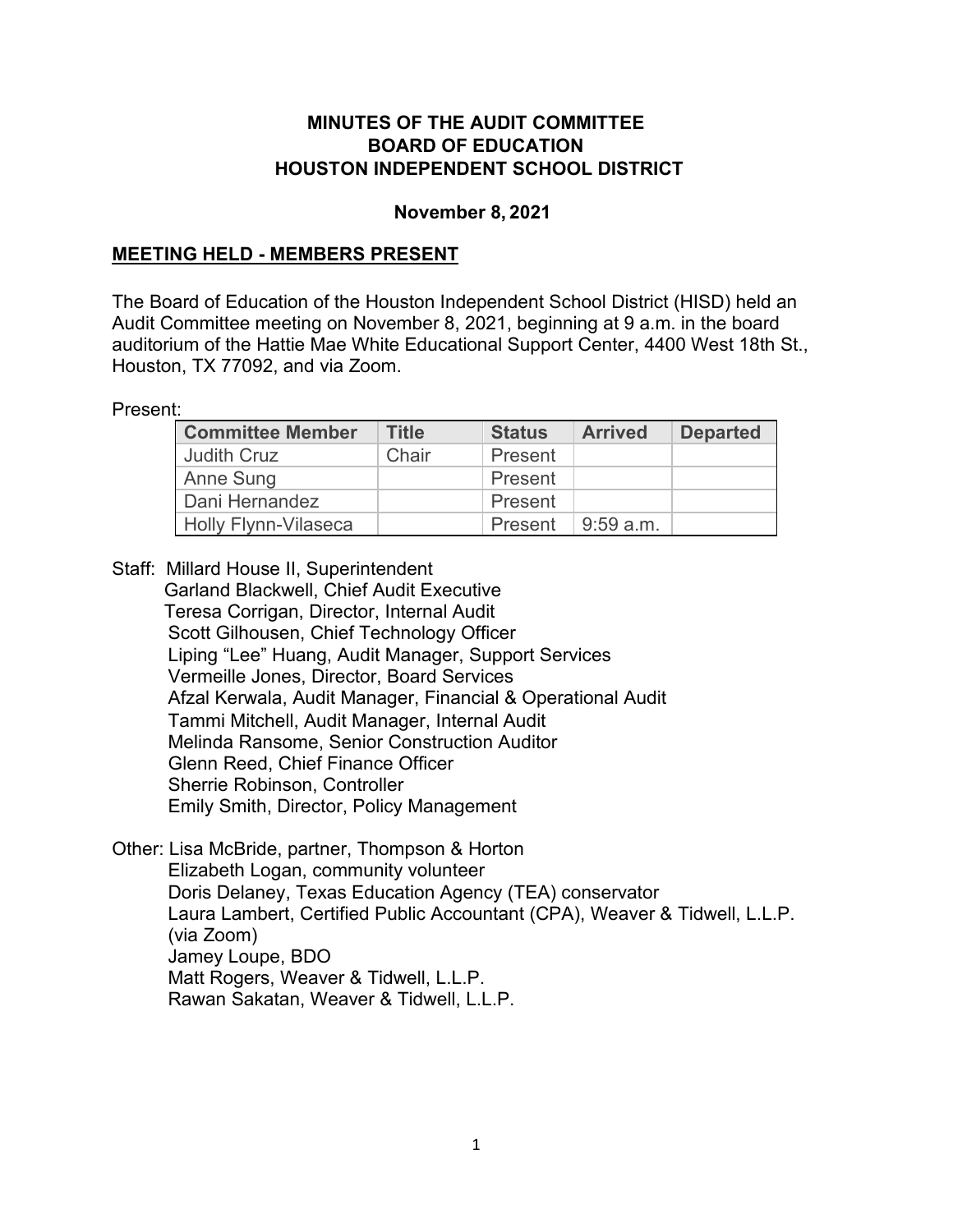**MINUTES OF THE AUDIT COMMITTEE**
**BOARD OF EDUCATION**
**HOUSTON INDEPENDENT SCHOOL DISTRICT**

**November 8, 2021**

## MEETING HELD - MEMBERS PRESENT

The Board of Education of the Houston Independent School District (HISD) held an Audit Committee meeting on November 8, 2021, beginning at 9 a.m. in the board auditorium of the Hattie Mae White Educational Support Center, 4400 West 18th St., Houston, TX 77092, and via Zoom.

Present:

| Committee Member | Title | Status | Arrived | Departed |
|---|---|---|---|---|
| Judith Cruz | Chair | Present | | |
| Anne Sung | | Present | | |
| Dani Hernandez | | Present | | |
| Holly Flynn-Vilaseca | | Present | 9:59 a.m. | |

Staff: Millard House II, Superintendent
Garland Blackwell, Chief Audit Executive
Teresa Corrigan, Director, Internal Audit
Scott Gilhousen, Chief Technology Officer
Liping "Lee" Huang, Audit Manager, Support Services
Vermeille Jones, Director, Board Services
Afzal Kerwala, Audit Manager, Financial & Operational Audit
Tammi Mitchell, Audit Manager, Internal Audit
Melinda Ransome, Senior Construction Auditor
Glenn Reed, Chief Finance Officer
Sherrie Robinson, Controller
Emily Smith, Director, Policy Management

Other: Lisa McBride, partner, Thompson & Horton
Elizabeth Logan, community volunteer
Doris Delaney, Texas Education Agency (TEA) conservator
Laura Lambert, Certified Public Accountant (CPA), Weaver & Tidwell, L.L.P. (via Zoom)
Jamey Loupe, BDO
Matt Rogers, Weaver & Tidwell, L.L.P.
Rawan Sakatan, Weaver & Tidwell, L.L.P.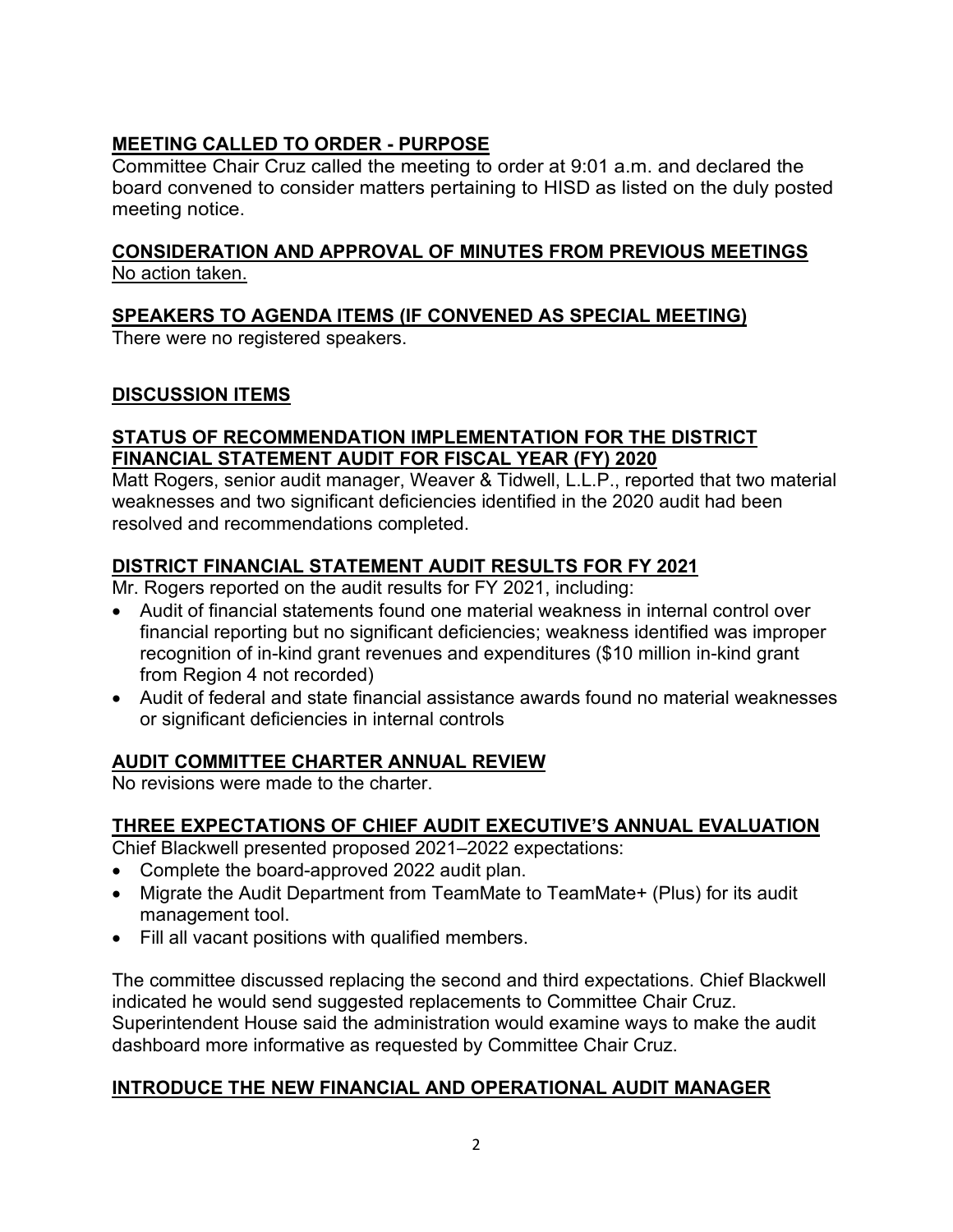## MEETING CALLED TO ORDER - PURPOSE

Committee Chair Cruz called the meeting to order at 9:01 a.m. and declared the board convened to consider matters pertaining to HISD as listed on the duly posted meeting notice.

## CONSIDERATION AND APPROVAL OF MINUTES FROM PREVIOUS MEETINGS

No action taken.

## SPEAKERS TO AGENDA ITEMS (IF CONVENED AS SPECIAL MEETING)

There were no registered speakers.

## DISCUSSION ITEMS

## STATUS OF RECOMMENDATION IMPLEMENTATION FOR THE DISTRICT FINANCIAL STATEMENT AUDIT FOR FISCAL YEAR (FY) 2020

Matt Rogers, senior audit manager, Weaver & Tidwell, L.L.P., reported that two material weaknesses and two significant deficiencies identified in the 2020 audit had been resolved and recommendations completed.

## DISTRICT FINANCIAL STATEMENT AUDIT RESULTS FOR FY 2021

Mr. Rogers reported on the audit results for FY 2021, including:

- Audit of financial statements found one material weakness in internal control over financial reporting but no significant deficiencies; weakness identified was improper recognition of in-kind grant revenues and expenditures ($10 million in-kind grant from Region 4 not recorded)
- Audit of federal and state financial assistance awards found no material weaknesses or significant deficiencies in internal controls

## AUDIT COMMITTEE CHARTER ANNUAL REVIEW

No revisions were made to the charter.

## THREE EXPECTATIONS OF CHIEF AUDIT EXECUTIVE'S ANNUAL EVALUATION

Chief Blackwell presented proposed 2021–2022 expectations:

- Complete the board-approved 2022 audit plan.
- Migrate the Audit Department from TeamMate to TeamMate+ (Plus) for its audit management tool.
- Fill all vacant positions with qualified members.

The committee discussed replacing the second and third expectations. Chief Blackwell indicated he would send suggested replacements to Committee Chair Cruz. Superintendent House said the administration would examine ways to make the audit dashboard more informative as requested by Committee Chair Cruz.

## INTRODUCE THE NEW FINANCIAL AND OPERATIONAL AUDIT MANAGER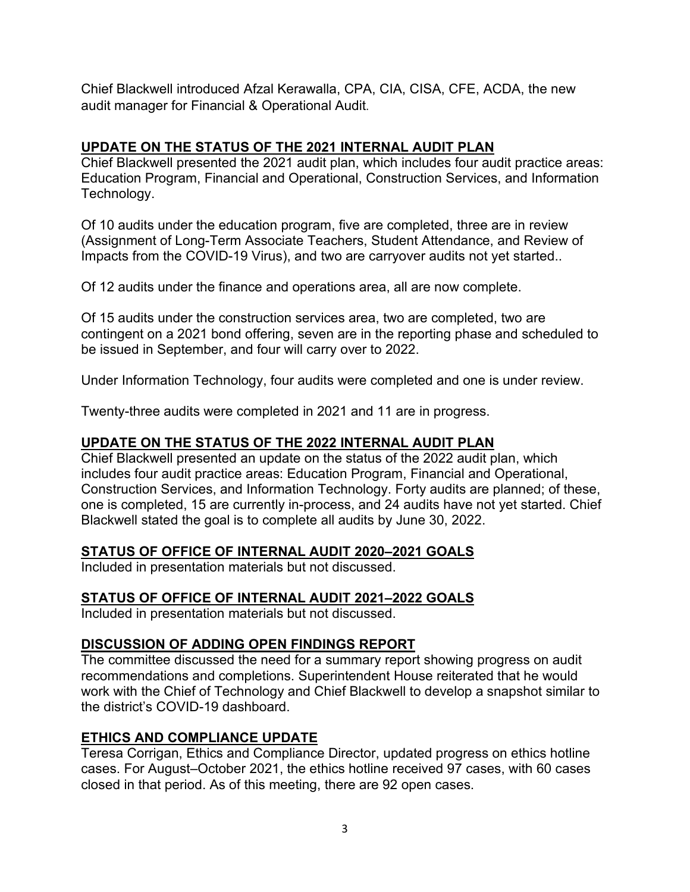Chief Blackwell introduced Afzal Kerawalla, CPA, CIA, CISA, CFE, ACDA, the new audit manager for Financial & Operational Audit.

## UPDATE ON THE STATUS OF THE 2021 INTERNAL AUDIT PLAN

Chief Blackwell presented the 2021 audit plan, which includes four audit practice areas: Education Program, Financial and Operational, Construction Services, and Information Technology.

Of 10 audits under the education program, five are completed, three are in review (Assignment of Long-Term Associate Teachers, Student Attendance, and Review of Impacts from the COVID-19 Virus), and two are carryover audits not yet started..

Of 12 audits under the finance and operations area, all are now complete.

Of 15 audits under the construction services area, two are completed, two are contingent on a 2021 bond offering, seven are in the reporting phase and scheduled to be issued in September, and four will carry over to 2022.

Under Information Technology, four audits were completed and one is under review.

Twenty-three audits were completed in 2021 and 11 are in progress.

## UPDATE ON THE STATUS OF THE 2022 INTERNAL AUDIT PLAN

Chief Blackwell presented an update on the status of the 2022 audit plan, which includes four audit practice areas: Education Program, Financial and Operational, Construction Services, and Information Technology. Forty audits are planned; of these, one is completed, 15 are currently in-process, and 24 audits have not yet started. Chief Blackwell stated the goal is to complete all audits by June 30, 2022.

## STATUS OF OFFICE OF INTERNAL AUDIT 2020–2021 GOALS

Included in presentation materials but not discussed.

## STATUS OF OFFICE OF INTERNAL AUDIT 2021–2022 GOALS

Included in presentation materials but not discussed.

## DISCUSSION OF ADDING OPEN FINDINGS REPORT

The committee discussed the need for a summary report showing progress on audit recommendations and completions. Superintendent House reiterated that he would work with the Chief of Technology and Chief Blackwell to develop a snapshot similar to the district's COVID-19 dashboard.

## ETHICS AND COMPLIANCE UPDATE

Teresa Corrigan, Ethics and Compliance Director, updated progress on ethics hotline cases. For August–October 2021, the ethics hotline received 97 cases, with 60 cases closed in that period. As of this meeting, there are 92 open cases.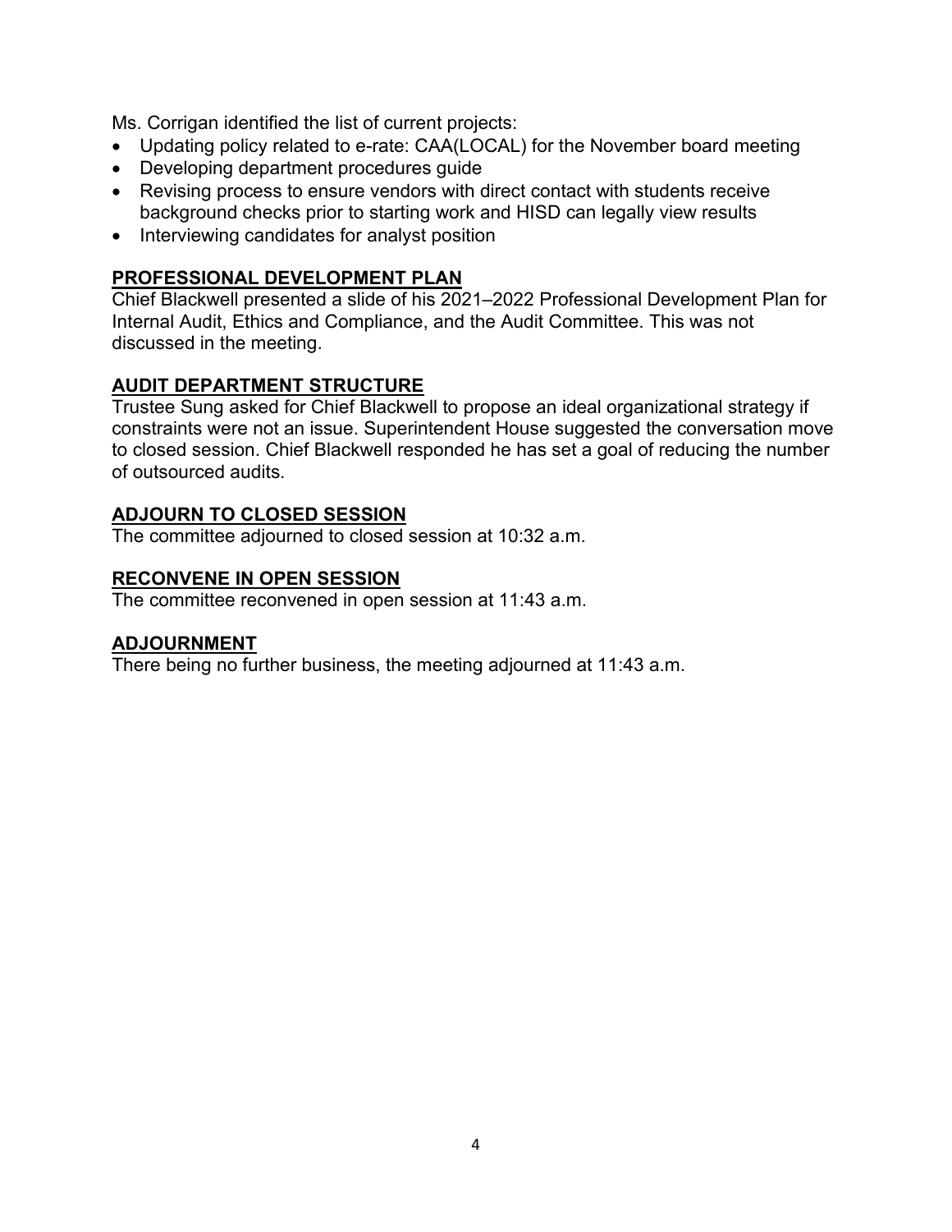Ms. Corrigan identified the list of current projects:

- Updating policy related to e-rate: CAA(LOCAL) for the November board meeting
- Developing department procedures guide
- Revising process to ensure vendors with direct contact with students receive background checks prior to starting work and HISD can legally view results
- Interviewing candidates for analyst position

## PROFESSIONAL DEVELOPMENT PLAN

Chief Blackwell presented a slide of his 2021–2022 Professional Development Plan for Internal Audit, Ethics and Compliance, and the Audit Committee. This was not discussed in the meeting.

## AUDIT DEPARTMENT STRUCTURE

Trustee Sung asked for Chief Blackwell to propose an ideal organizational strategy if constraints were not an issue. Superintendent House suggested the conversation move to closed session. Chief Blackwell responded he has set a goal of reducing the number of outsourced audits.

## ADJOURN TO CLOSED SESSION

The committee adjourned to closed session at 10:32 a.m.

## RECONVENE IN OPEN SESSION

The committee reconvened in open session at 11:43 a.m.

## ADJOURNMENT

There being no further business, the meeting adjourned at 11:43 a.m.